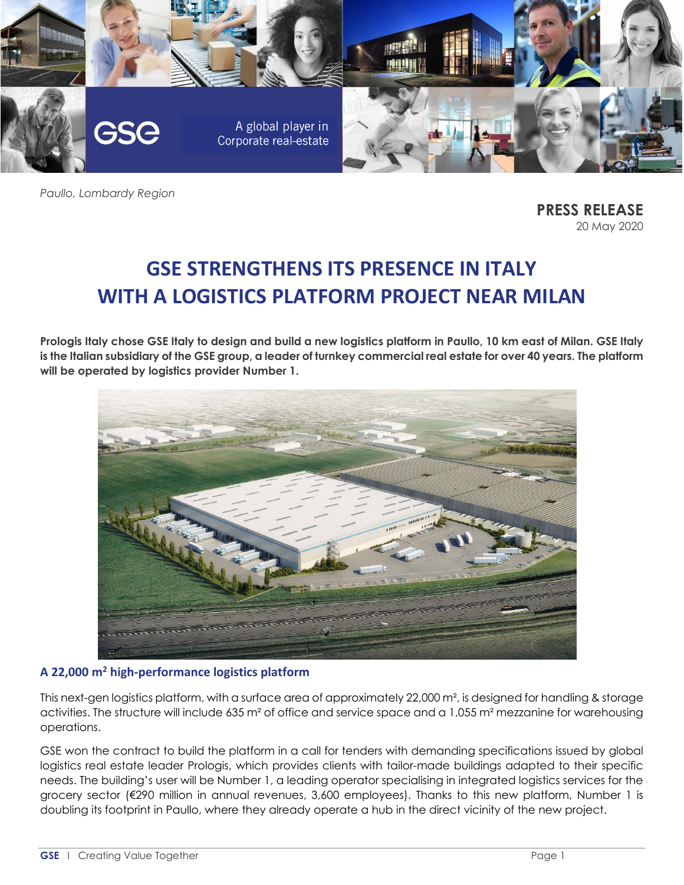GSE

A global player in Corporate real-estate

*Paullo, Lombardy Region*

**PRESS RELEASE**
20 May 2020

# GSE STRENGTHENS ITS PRESENCE IN ITALY WITH A LOGISTICS PLATFORM PROJECT NEAR MILAN

**Prologis Italy chose GSE Italy to design and build a new logistics platform in Paullo, 10 km east of Milan. GSE Italy is the Italian subsidiary of the GSE group, a leader of turnkey commercial real estate for over 40 years. The platform will be operated by logistics provider Number 1.**

## A 22,000 m² high-performance logistics platform

This next-gen logistics platform, with a surface area of approximately 22,000 m², is designed for handling & storage activities. The structure will include 635 m² of office and service space and a 1,055 m² mezzanine for warehousing operations.

GSE won the contract to build the platform in a call for tenders with demanding specifications issued by global logistics real estate leader Prologis, which provides clients with tailor-made buildings adapted to their specific needs. The building's user will be Number 1, a leading operator specialising in integrated logistics services for the grocery sector (€290 million in annual revenues, 3,600 employees). Thanks to this new platform, Number 1 is doubling its footprint in Paullo, where they already operate a hub in the direct vicinity of the new project.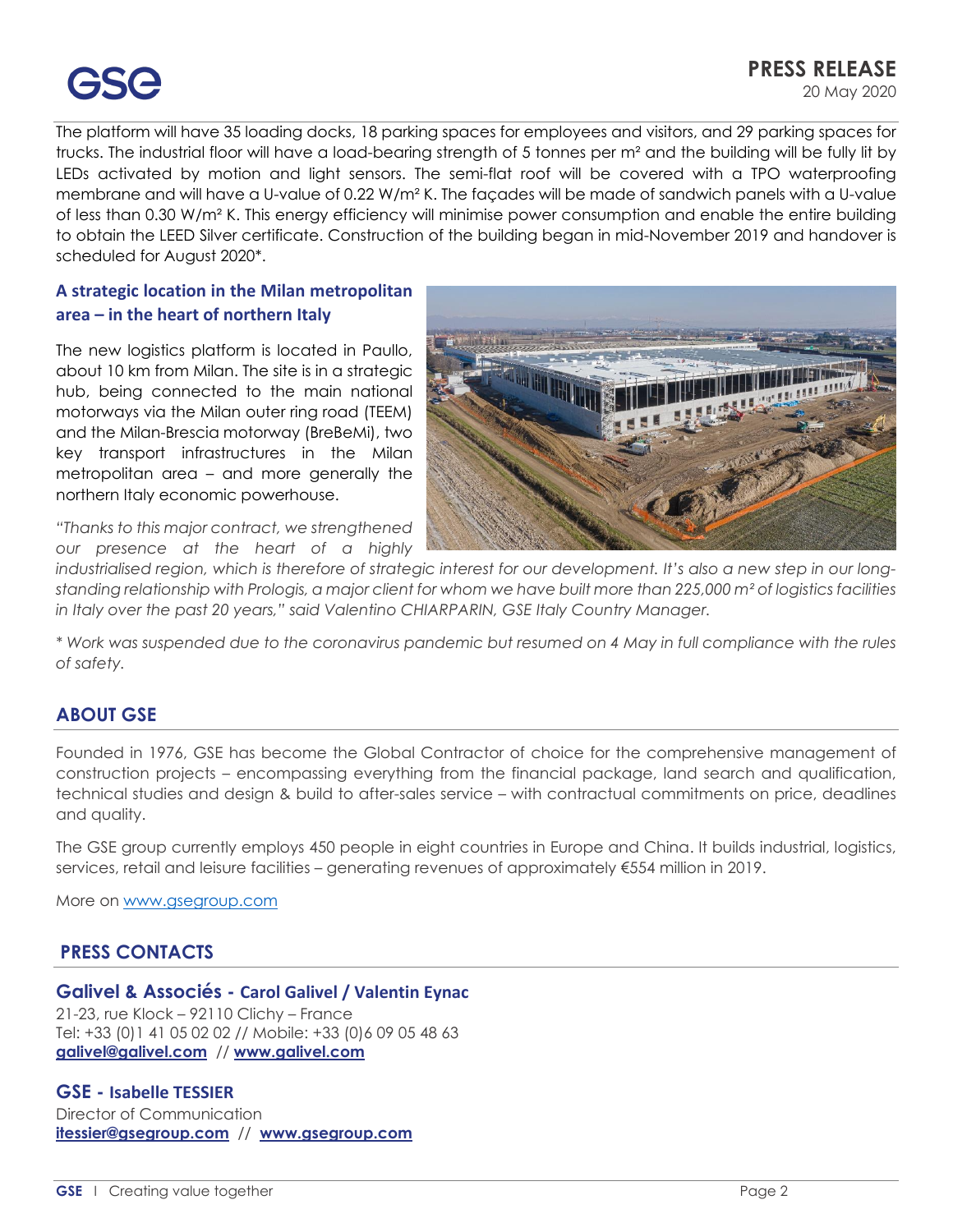The platform will have 35 loading docks, 18 parking spaces for employees and visitors, and 29 parking spaces for trucks. The industrial floor will have a load-bearing strength of 5 tonnes per m² and the building will be fully lit by LEDs activated by motion and light sensors. The semi-flat roof will be covered with a TPO waterproofing membrane and will have a U-value of 0.22 W/m² K. The façades will be made of sandwich panels with a U-value of less than 0.30 W/m² K. This energy efficiency will minimise power consumption and enable the entire building to obtain the LEED Silver certificate. Construction of the building began in mid-November 2019 and handover is scheduled for August 2020*.

### A strategic location in the Milan metropolitan area – in the heart of northern Italy

The new logistics platform is located in Paullo, about 10 km from Milan. The site is in a strategic hub, being connected to the main national motorways via the Milan outer ring road (TEEM) and the Milan-Brescia motorway (BreBeMi), two key transport infrastructures in the Milan metropolitan area – and more generally the northern Italy economic powerhouse.

*"Thanks to this major contract, we strengthened our presence at the heart of a highly industrialised region, which is therefore of strategic interest for our development. It's also a new step in our long-standing relationship with Prologis, a major client for whom we have built more than 225,000 m² of logistics facilities in Italy over the past 20 years," said Valentino CHIARPARIN, GSE Italy Country Manager.*

*\* Work was suspended due to the coronavirus pandemic but resumed on 4 May in full compliance with the rules of safety.*

## ABOUT GSE

Founded in 1976, GSE has become the Global Contractor of choice for the comprehensive management of construction projects – encompassing everything from the financial package, land search and qualification, technical studies and design & build to after-sales service – with contractual commitments on price, deadlines and quality.

The GSE group currently employs 450 people in eight countries in Europe and China. It builds industrial, logistics, services, retail and leisure facilities – generating revenues of approximately €554 million in 2019.

More on www.gsegroup.com

## PRESS CONTACTS

**Galivel & Associés - Carol Galivel / Valentin Eynac**
21-23, rue Klock – 92110 Clichy – France
Tel: +33 (0)1 41 05 02 02 // Mobile: +33 (0)6 09 05 48 63
**galivel@galivel.com** // **www.galivel.com**

**GSE - Isabelle TESSIER**
Director of Communication
**itessier@gsegroup.com** // **www.gsegroup.com**